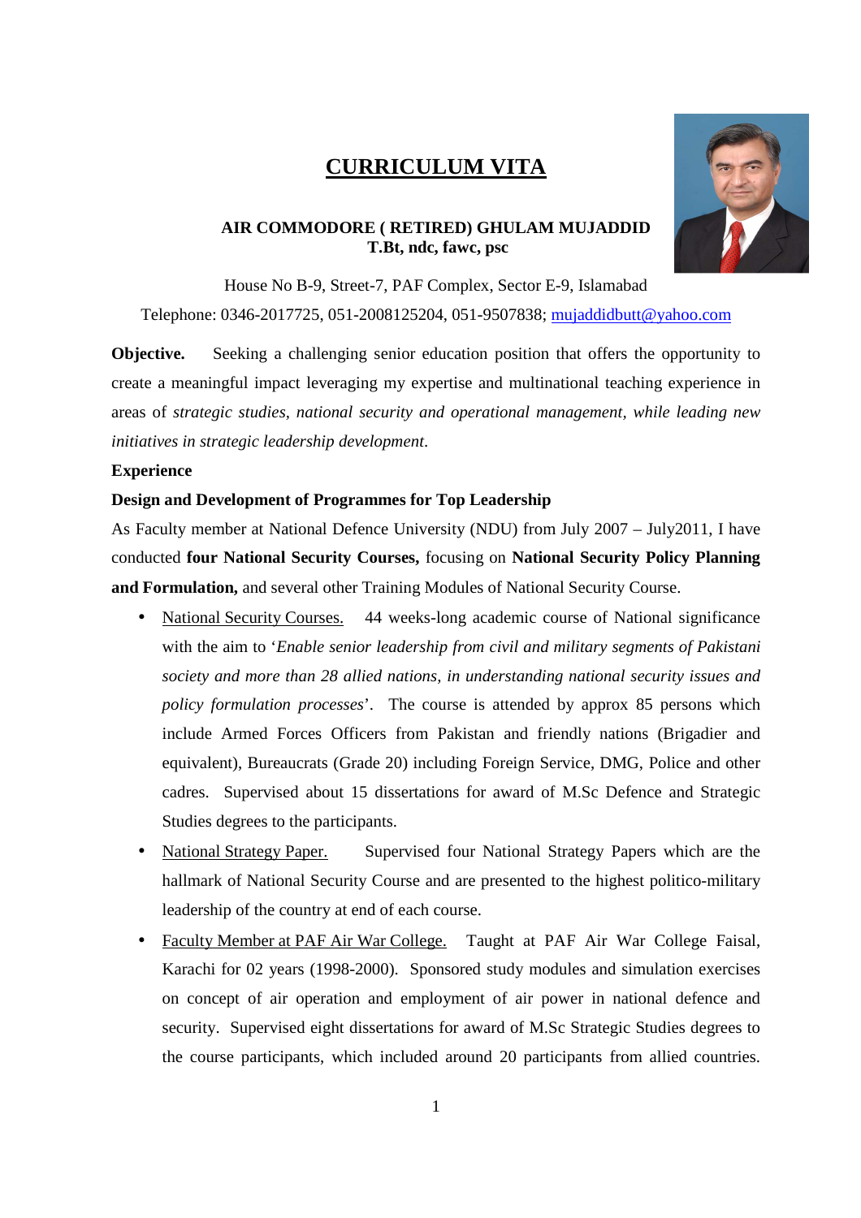# CURRICULUM VITA

**AIR COMMODORE ( RETIRED) GHULAM MUJADDID**
**T.Bt, ndc, fawc, psc**

House No B-9, Street-7, PAF Complex, Sector E-9, Islamabad

Telephone: 0346-2017725, 051-2008125204, 051-9507838; mujaddidbutt@yahoo.com

**Objective.** Seeking a challenging senior education position that offers the opportunity to create a meaningful impact leveraging my expertise and multinational teaching experience in areas of *strategic studies, national security and operational management, while leading new initiatives in strategic leadership development.*

**Experience**

**Design and Development of Programmes for Top Leadership**

As Faculty member at National Defence University (NDU) from July 2007 – July2011, I have conducted **four National Security Courses,** focusing on **National Security Policy Planning and Formulation,** and several other Training Modules of National Security Course.

- National Security Courses. 44 weeks-long academic course of National significance with the aim to '*Enable senior leadership from civil and military segments of Pakistani society and more than 28 allied nations, in understanding national security issues and policy formulation processes*'. The course is attended by approx 85 persons which include Armed Forces Officers from Pakistan and friendly nations (Brigadier and equivalent), Bureaucrats (Grade 20) including Foreign Service, DMG, Police and other cadres. Supervised about 15 dissertations for award of M.Sc Defence and Strategic Studies degrees to the participants.
- National Strategy Paper. Supervised four National Strategy Papers which are the hallmark of National Security Course and are presented to the highest politico-military leadership of the country at end of each course.
- Faculty Member at PAF Air War College. Taught at PAF Air War College Faisal, Karachi for 02 years (1998-2000). Sponsored study modules and simulation exercises on concept of air operation and employment of air power in national defence and security. Supervised eight dissertations for award of M.Sc Strategic Studies degrees to the course participants, which included around 20 participants from allied countries.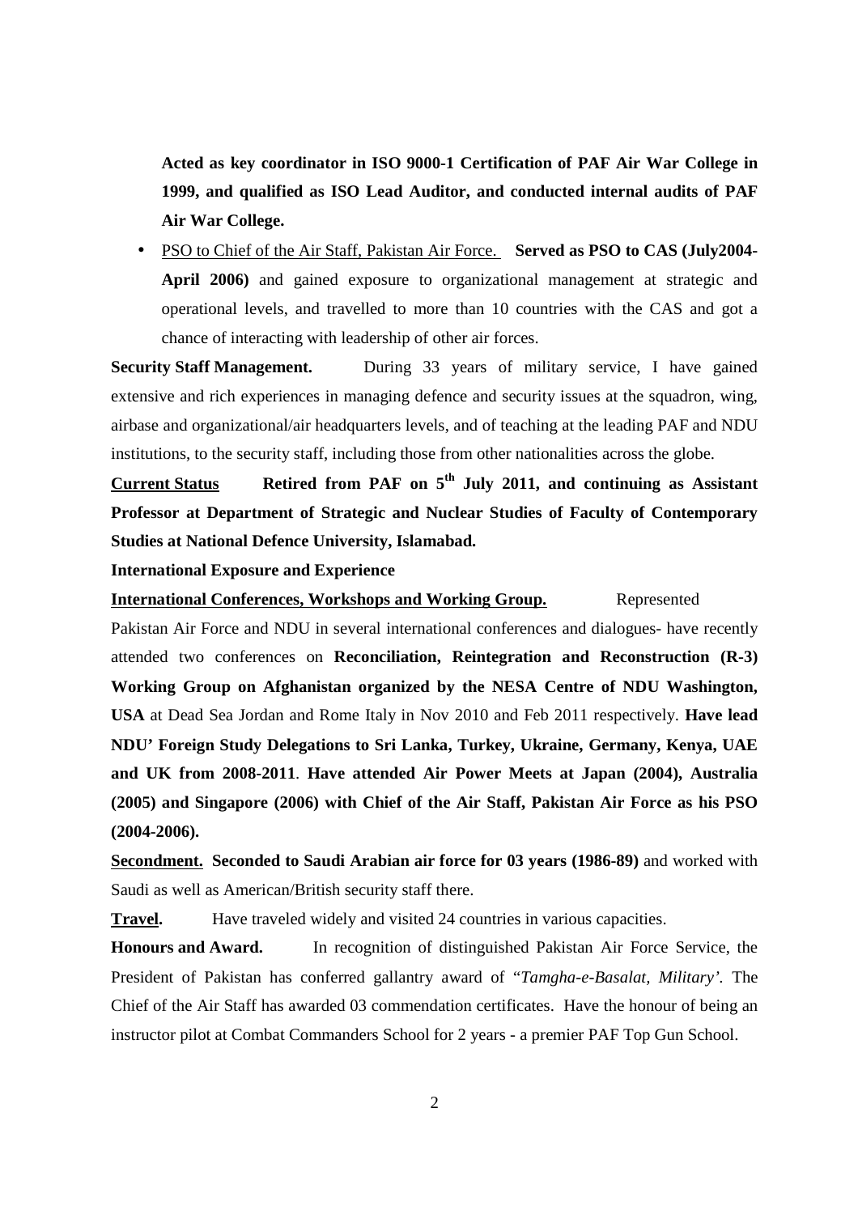**Acted as key coordinator in ISO 9000-1 Certification of PAF Air War College in 1999, and qualified as ISO Lead Auditor, and conducted internal audits of PAF Air War College.**

- PSO to Chief of the Air Staff, Pakistan Air Force. **Served as PSO to CAS (July2004-April 2006)** and gained exposure to organizational management at strategic and operational levels, and travelled to more than 10 countries with the CAS and got a chance of interacting with leadership of other air forces.

**Security Staff Management.** During 33 years of military service, I have gained extensive and rich experiences in managing defence and security issues at the squadron, wing, airbase and organizational/air headquarters levels, and of teaching at the leading PAF and NDU institutions, to the security staff, including those from other nationalities across the globe.

**Current Status** **Retired from PAF on 5th July 2011, and continuing as Assistant Professor at Department of Strategic and Nuclear Studies of Faculty of Contemporary Studies at National Defence University, Islamabad.**

**International Exposure and Experience**

**International Conferences, Workshops and Working Group.** Represented Pakistan Air Force and NDU in several international conferences and dialogues- have recently attended two conferences on **Reconciliation, Reintegration and Reconstruction (R-3) Working Group on Afghanistan organized by the NESA Centre of NDU Washington, USA** at Dead Sea Jordan and Rome Italy in Nov 2010 and Feb 2011 respectively. **Have lead NDU' Foreign Study Delegations to Sri Lanka, Turkey, Ukraine, Germany, Kenya, UAE and UK from 2008-2011**. **Have attended Air Power Meets at Japan (2004), Australia (2005) and Singapore (2006) with Chief of the Air Staff, Pakistan Air Force as his PSO (2004-2006).**

**Secondment. Seconded to Saudi Arabian air force for 03 years (1986-89)** and worked with Saudi as well as American/British security staff there.

**Travel.** Have traveled widely and visited 24 countries in various capacities.

**Honours and Award.** In recognition of distinguished Pakistan Air Force Service, the President of Pakistan has conferred gallantry award of "*Tamgha-e-Basalat, Military'*. The Chief of the Air Staff has awarded 03 commendation certificates. Have the honour of being an instructor pilot at Combat Commanders School for 2 years - a premier PAF Top Gun School.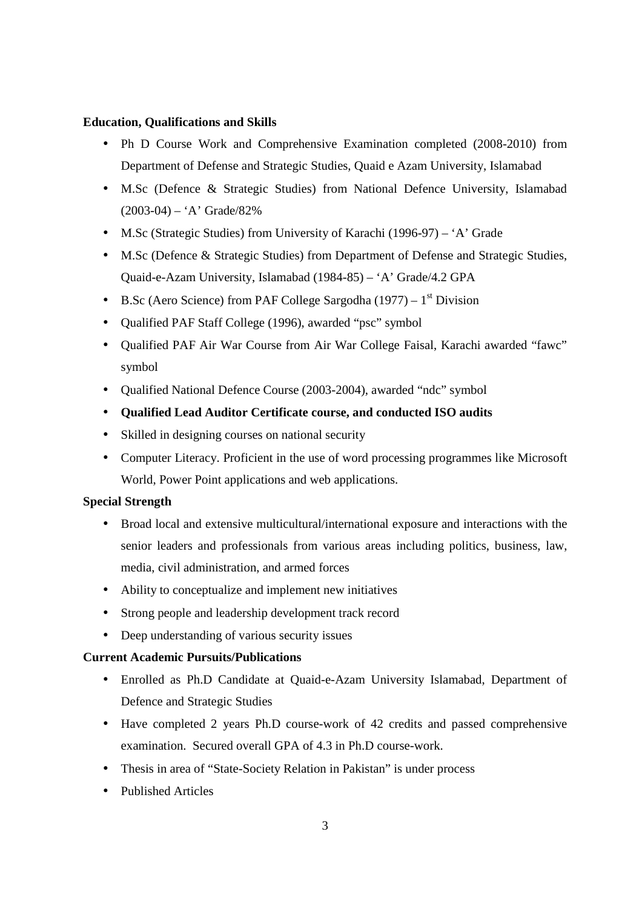**Education, Qualifications and Skills**

- Ph D Course Work and Comprehensive Examination completed (2008-2010) from Department of Defense and Strategic Studies, Quaid e Azam University, Islamabad
- M.Sc (Defence & Strategic Studies) from National Defence University, Islamabad (2003-04) – 'A' Grade/82%
- M.Sc (Strategic Studies) from University of Karachi (1996-97) – 'A' Grade
- M.Sc (Defence & Strategic Studies) from Department of Defense and Strategic Studies, Quaid-e-Azam University, Islamabad (1984-85) – 'A' Grade/4.2 GPA
- B.Sc (Aero Science) from PAF College Sargodha (1977) – 1st Division
- Qualified PAF Staff College (1996), awarded "psc" symbol
- Qualified PAF Air War Course from Air War College Faisal, Karachi awarded "fawc" symbol
- Qualified National Defence Course (2003-2004), awarded "ndc" symbol
- **Qualified Lead Auditor Certificate course, and conducted ISO audits**
- Skilled in designing courses on national security
- Computer Literacy. Proficient in the use of word processing programmes like Microsoft World, Power Point applications and web applications.

**Special Strength**

- Broad local and extensive multicultural/international exposure and interactions with the senior leaders and professionals from various areas including politics, business, law, media, civil administration, and armed forces
- Ability to conceptualize and implement new initiatives
- Strong people and leadership development track record
- Deep understanding of various security issues

**Current Academic Pursuits/Publications**

- Enrolled as Ph.D Candidate at Quaid-e-Azam University Islamabad, Department of Defence and Strategic Studies
- Have completed 2 years Ph.D course-work of 42 credits and passed comprehensive examination. Secured overall GPA of 4.3 in Ph.D course-work.
- Thesis in area of "State-Society Relation in Pakistan" is under process
- Published Articles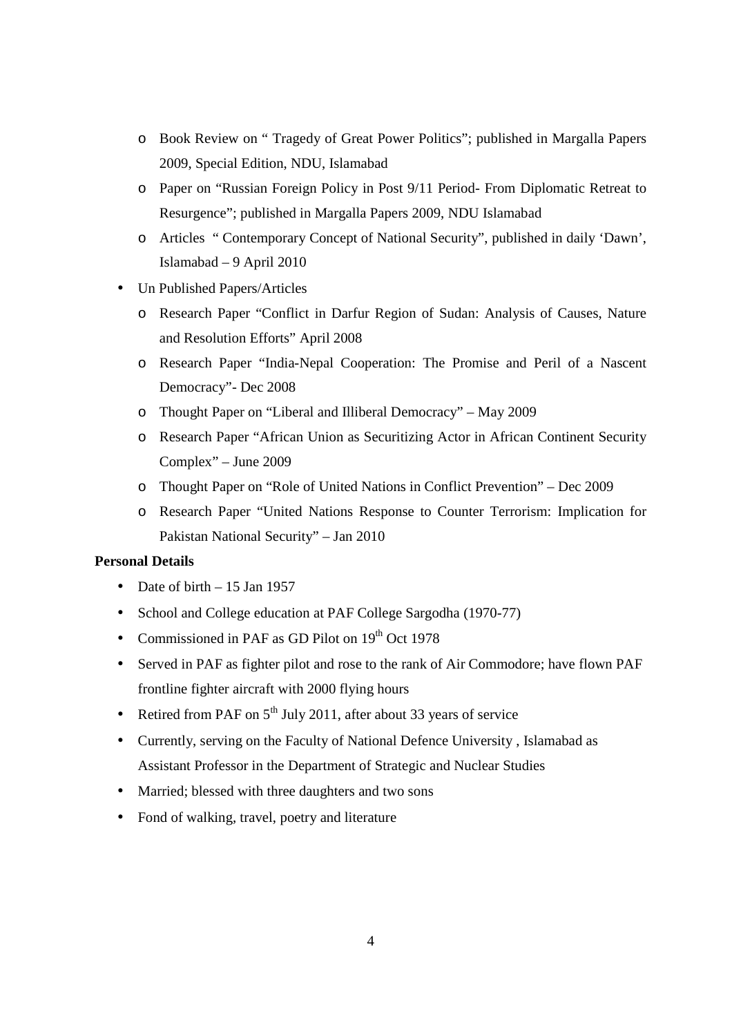- Book Review on " Tragedy of Great Power Politics"; published in Margalla Papers 2009, Special Edition, NDU, Islamabad
  - Paper on "Russian Foreign Policy in Post 9/11 Period- From Diplomatic Retreat to Resurgence"; published in Margalla Papers 2009, NDU Islamabad
  - Articles " Contemporary Concept of National Security", published in daily 'Dawn', Islamabad – 9 April 2010
- Un Published Papers/Articles
  - Research Paper "Conflict in Darfur Region of Sudan: Analysis of Causes, Nature and Resolution Efforts" April 2008
  - Research Paper "India-Nepal Cooperation: The Promise and Peril of a Nascent Democracy"- Dec 2008
  - Thought Paper on "Liberal and Illiberal Democracy" – May 2009
  - Research Paper "African Union as Securitizing Actor in African Continent Security Complex" – June 2009
  - Thought Paper on "Role of United Nations in Conflict Prevention" – Dec 2009
  - Research Paper "United Nations Response to Counter Terrorism: Implication for Pakistan National Security" – Jan 2010

**Personal Details**

- Date of birth – 15 Jan 1957
- School and College education at PAF College Sargodha (1970-77)
- Commissioned in PAF as GD Pilot on 19th Oct 1978
- Served in PAF as fighter pilot and rose to the rank of Air Commodore; have flown PAF frontline fighter aircraft with 2000 flying hours
- Retired from PAF on 5th July 2011, after about 33 years of service
- Currently, serving on the Faculty of National Defence University , Islamabad as Assistant Professor in the Department of Strategic and Nuclear Studies
- Married; blessed with three daughters and two sons
- Fond of walking, travel, poetry and literature